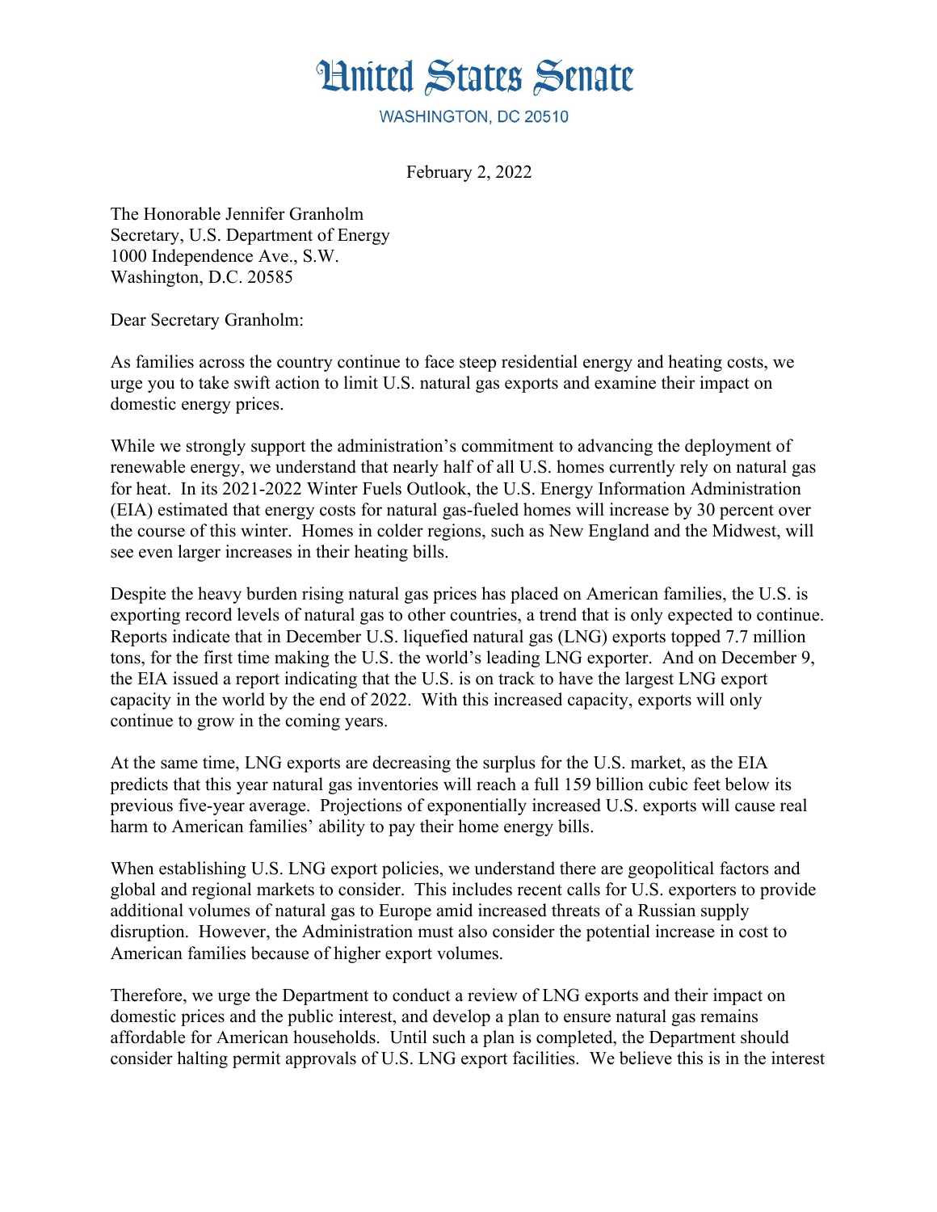# United States Senate

WASHINGTON, DC 20510

February 2, 2022

The Honorable Jennifer Granholm
Secretary, U.S. Department of Energy
1000 Independence Ave., S.W.
Washington, D.C. 20585

Dear Secretary Granholm:

As families across the country continue to face steep residential energy and heating costs, we urge you to take swift action to limit U.S. natural gas exports and examine their impact on domestic energy prices.

While we strongly support the administration's commitment to advancing the deployment of renewable energy, we understand that nearly half of all U.S. homes currently rely on natural gas for heat. In its 2021-2022 Winter Fuels Outlook, the U.S. Energy Information Administration (EIA) estimated that energy costs for natural gas-fueled homes will increase by 30 percent over the course of this winter. Homes in colder regions, such as New England and the Midwest, will see even larger increases in their heating bills.

Despite the heavy burden rising natural gas prices has placed on American families, the U.S. is exporting record levels of natural gas to other countries, a trend that is only expected to continue. Reports indicate that in December U.S. liquefied natural gas (LNG) exports topped 7.7 million tons, for the first time making the U.S. the world's leading LNG exporter. And on December 9, the EIA issued a report indicating that the U.S. is on track to have the largest LNG export capacity in the world by the end of 2022. With this increased capacity, exports will only continue to grow in the coming years.

At the same time, LNG exports are decreasing the surplus for the U.S. market, as the EIA predicts that this year natural gas inventories will reach a full 159 billion cubic feet below its previous five-year average. Projections of exponentially increased U.S. exports will cause real harm to American families' ability to pay their home energy bills.

When establishing U.S. LNG export policies, we understand there are geopolitical factors and global and regional markets to consider. This includes recent calls for U.S. exporters to provide additional volumes of natural gas to Europe amid increased threats of a Russian supply disruption. However, the Administration must also consider the potential increase in cost to American families because of higher export volumes.

Therefore, we urge the Department to conduct a review of LNG exports and their impact on domestic prices and the public interest, and develop a plan to ensure natural gas remains affordable for American households. Until such a plan is completed, the Department should consider halting permit approvals of U.S. LNG export facilities. We believe this is in the interest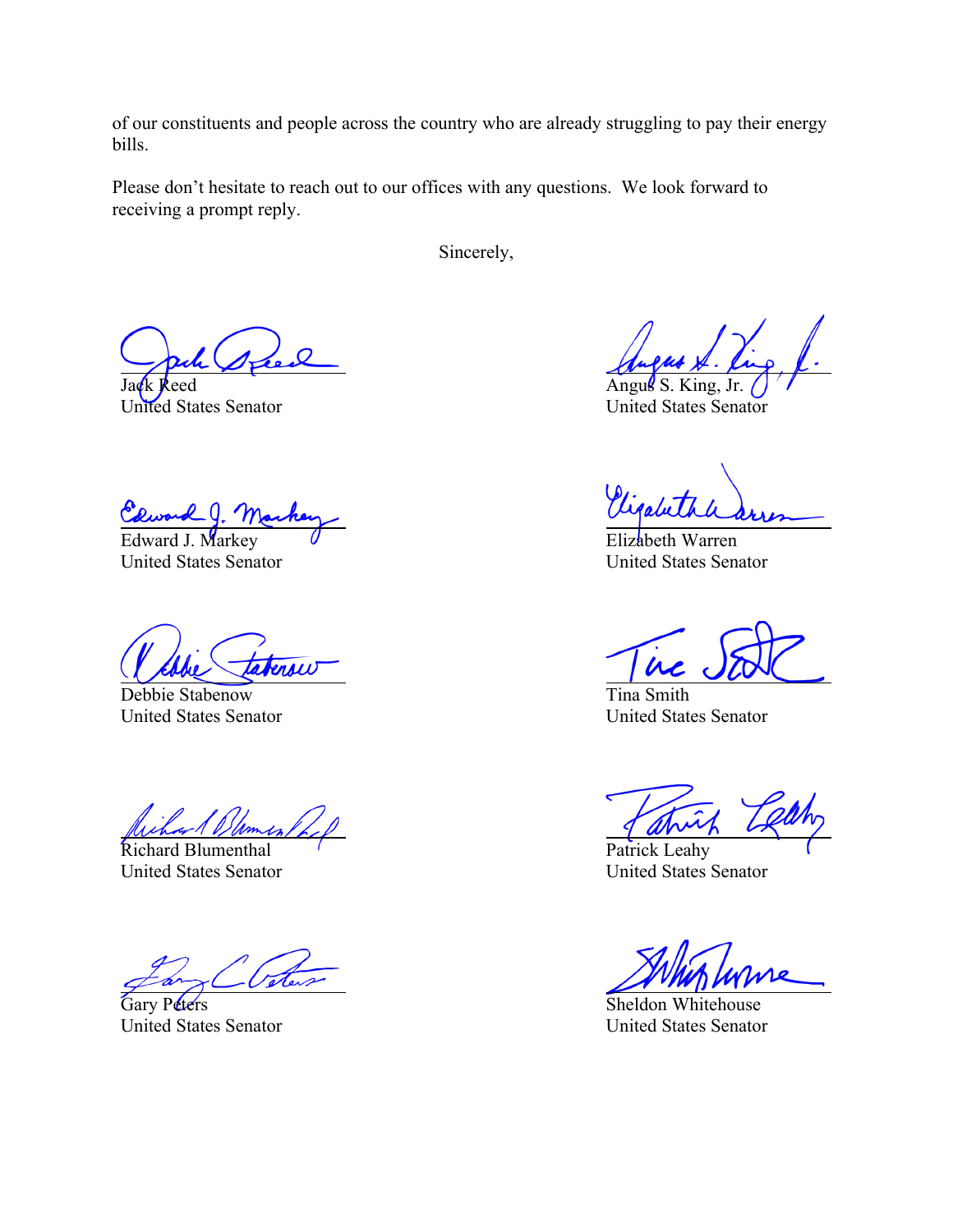of our constituents and people across the country who are already struggling to pay their energy bills.

Please don't hesitate to reach out to our offices with any questions. We look forward to receiving a prompt reply.

Sincerely,

Jack Reed
United States Senator

Angus S. King, Jr.
United States Senator

Edward J. Markey
United States Senator

Elizabeth Warren
United States Senator

Debbie Stabenow
United States Senator

Tina Smith
United States Senator

Richard Blumenthal
United States Senator

Patrick Leahy
United States Senator

Gary Peters
United States Senator

Sheldon Whitehouse
United States Senator